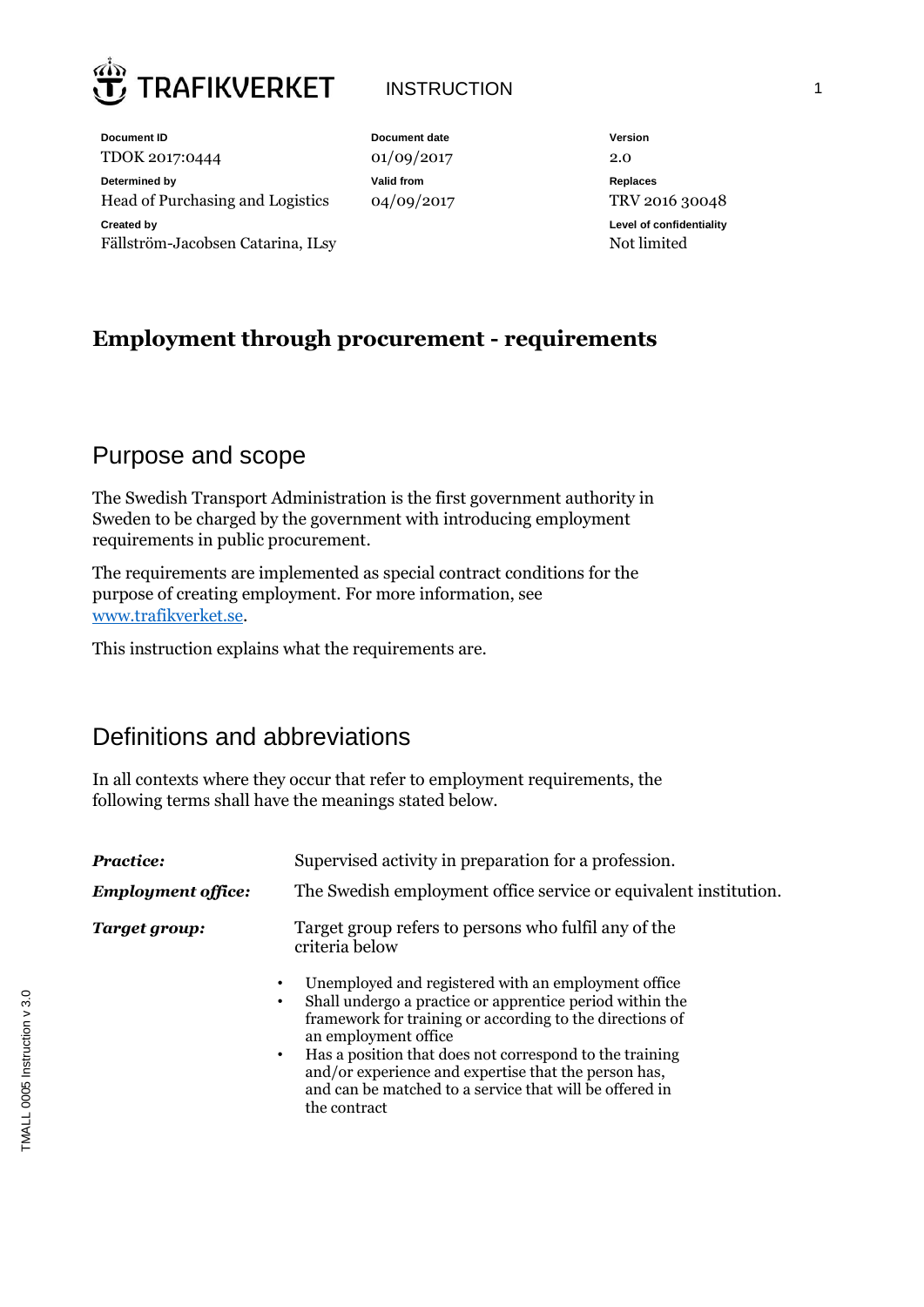TRAFIKVERKET INSTRUCTION

| Document ID | Document date | Version |
| --- | --- | --- |
| TDOK 2017:0444 | 01/09/2017 | 2.0 |
| **Determined by** | **Valid from** | **Replaces** |
| Head of Purchasing and Logistics | 04/09/2017 | TRV 2016 30048 |
| **Created by** | | **Level of confidentiality** |
| Fällström-Jacobsen Catarina, ILsy | | Not limited |

# Employment through procurement - requirements

## Purpose and scope

The Swedish Transport Administration is the first government authority in Sweden to be charged by the government with introducing employment requirements in public procurement.

The requirements are implemented as special contract conditions for the purpose of creating employment. For more information, see [www.trafikverket.se](http://www.trafikverket.se).

This instruction explains what the requirements are.

## Definitions and abbreviations

In all contexts where they occur that refer to employment requirements, the following terms shall have the meanings stated below.

***Practice:*** Supervised activity in preparation for a profession.

***Employment office:*** The Swedish employment office service or equivalent institution.

***Target group:*** Target group refers to persons who fulfil any of the criteria below

- Unemployed and registered with an employment office
- Shall undergo a practice or apprentice period within the framework for training or according to the directions of an employment office
- Has a position that does not correspond to the training and/or experience and expertise that the person has, and can be matched to a service that will be offered in the contract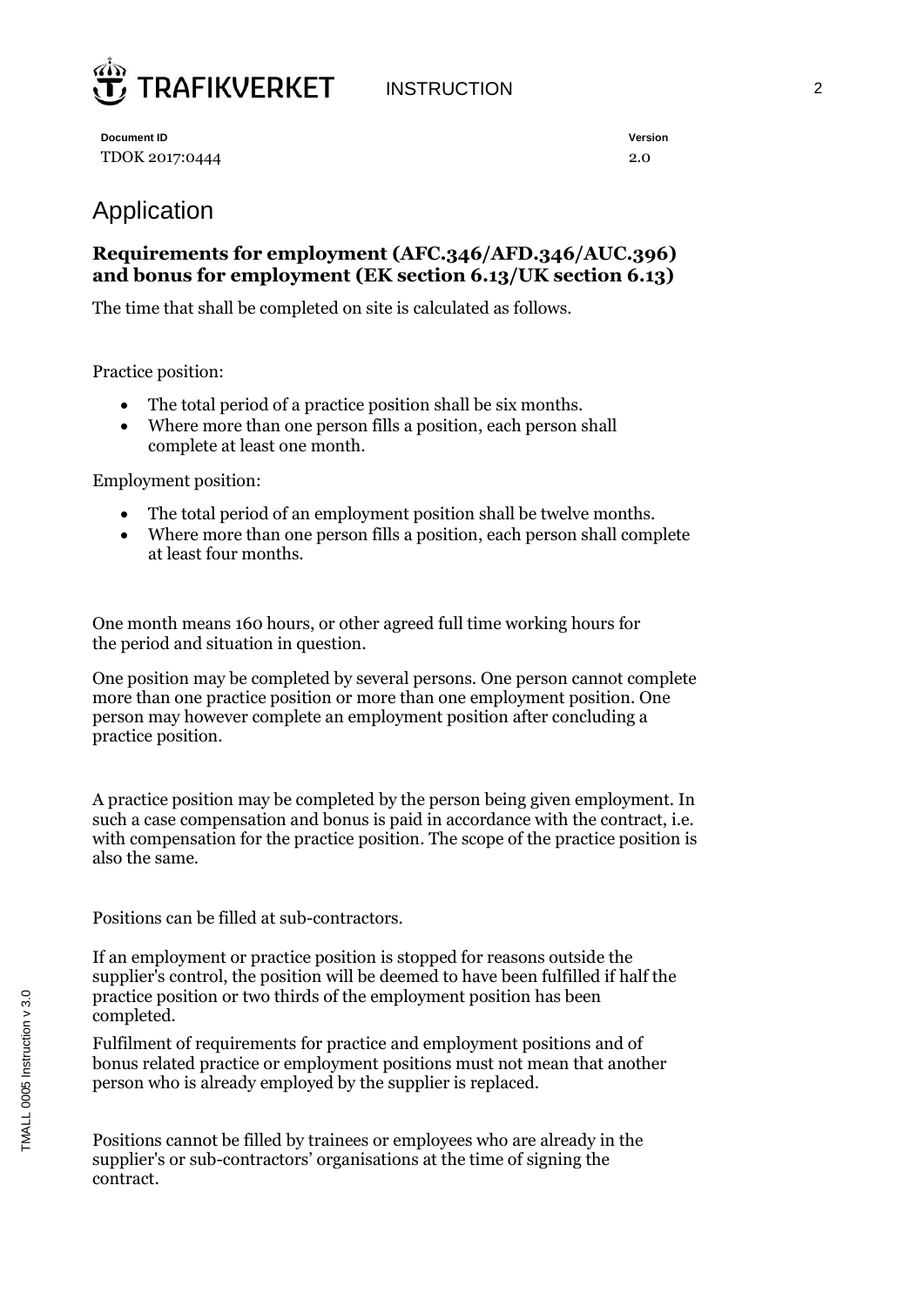# Application

### Requirements for employment (AFC.346/AFD.346/AUC.396) and bonus for employment (EK section 6.13/UK section 6.13)

The time that shall be completed on site is calculated as follows.

Practice position:

- The total period of a practice position shall be six months.
- Where more than one person fills a position, each person shall complete at least one month.

Employment position:

- The total period of an employment position shall be twelve months.
- Where more than one person fills a position, each person shall complete at least four months.

One month means 160 hours, or other agreed full time working hours for the period and situation in question.

One position may be completed by several persons. One person cannot complete more than one practice position or more than one employment position. One person may however complete an employment position after concluding a practice position.

A practice position may be completed by the person being given employment. In such a case compensation and bonus is paid in accordance with the contract, i.e. with compensation for the practice position. The scope of the practice position is also the same.

Positions can be filled at sub-contractors.

If an employment or practice position is stopped for reasons outside the supplier's control, the position will be deemed to have been fulfilled if half the practice position or two thirds of the employment position has been completed.

Fulfilment of requirements for practice and employment positions and of bonus related practice or employment positions must not mean that another person who is already employed by the supplier is replaced.

Positions cannot be filled by trainees or employees who are already in the supplier's or sub-contractors' organisations at the time of signing the contract.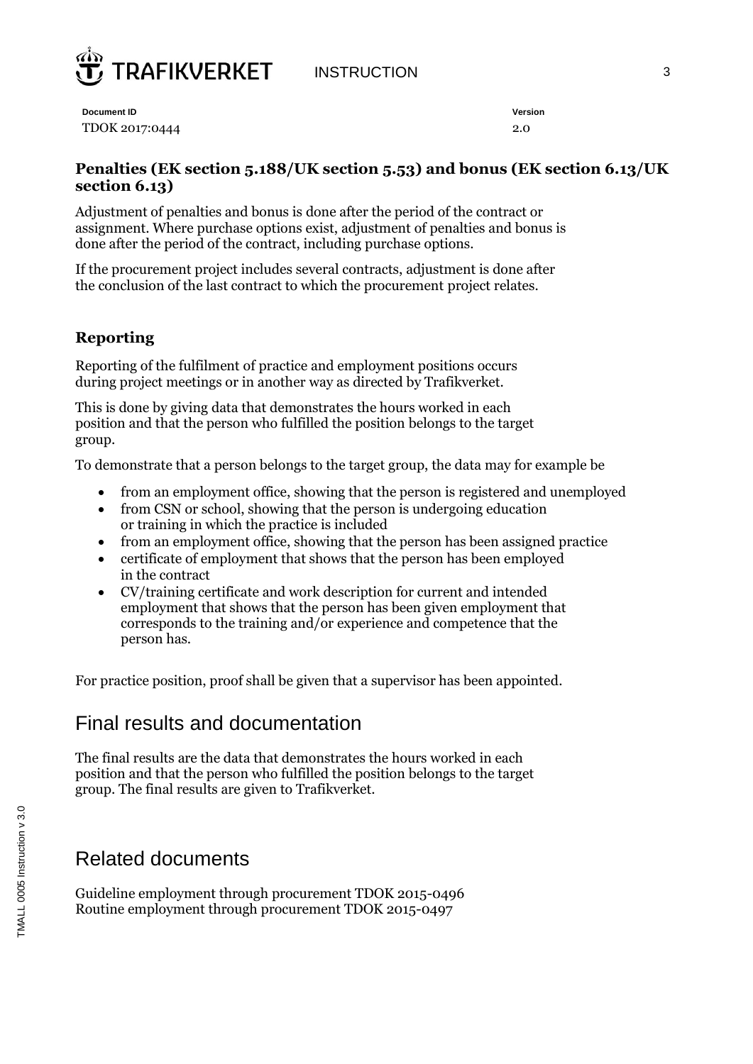### Penalties (EK section 5.188/UK section 5.53) and bonus (EK section 6.13/UK section 6.13)

Adjustment of penalties and bonus is done after the period of the contract or assignment. Where purchase options exist, adjustment of penalties and bonus is done after the period of the contract, including purchase options.

If the procurement project includes several contracts, adjustment is done after the conclusion of the last contract to which the procurement project relates.

### Reporting

Reporting of the fulfilment of practice and employment positions occurs during project meetings or in another way as directed by Trafikverket.

This is done by giving data that demonstrates the hours worked in each position and that the person who fulfilled the position belongs to the target group.

To demonstrate that a person belongs to the target group, the data may for example be

- from an employment office, showing that the person is registered and unemployed
- from CSN or school, showing that the person is undergoing education or training in which the practice is included
- from an employment office, showing that the person has been assigned practice
- certificate of employment that shows that the person has been employed in the contract
- CV/training certificate and work description for current and intended employment that shows that the person has been given employment that corresponds to the training and/or experience and competence that the person has.

For practice position, proof shall be given that a supervisor has been appointed.

## Final results and documentation

The final results are the data that demonstrates the hours worked in each position and that the person who fulfilled the position belongs to the target group. The final results are given to Trafikverket.

## Related documents

Guideline employment through procurement TDOK 2015-0496
Routine employment through procurement TDOK 2015-0497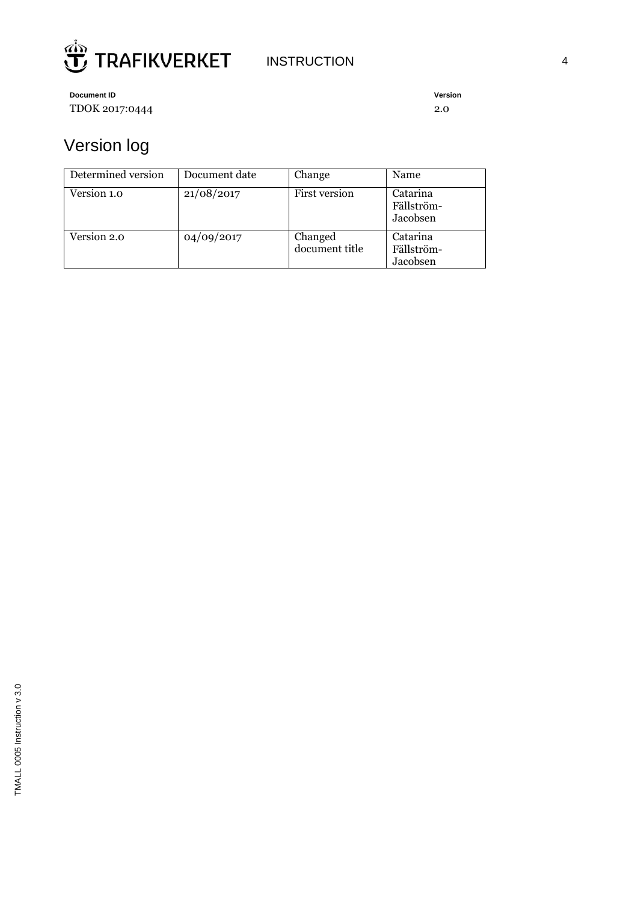Document ID
TDOK 2017:0444

Version
2.0

# Version log

| Determined version | Document date | Change | Name |
| --- | --- | --- | --- |
| Version 1.0 | 21/08/2017 | First version | Catarina Fällström-Jacobsen |
| Version 2.0 | 04/09/2017 | Changed document title | Catarina Fällström-Jacobsen |